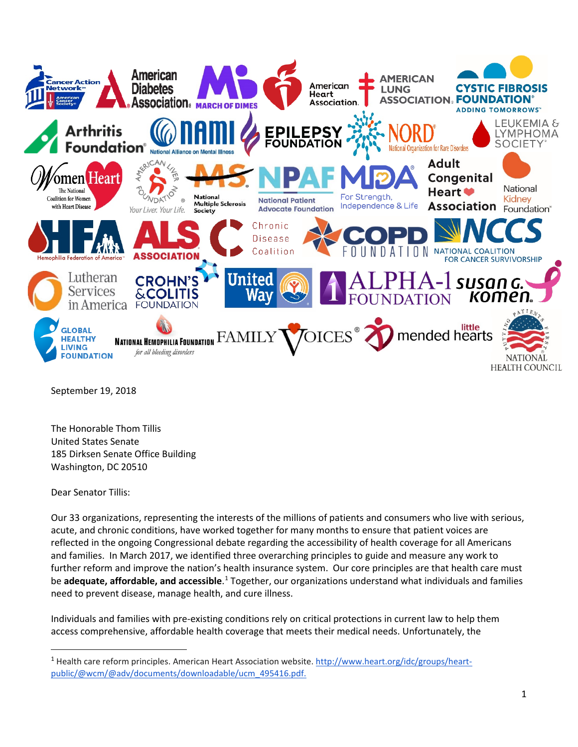September 19, 2018

The Honorable Thom Tillis
United States Senate
185 Dirksen Senate Office Building
Washington, DC 20510

Dear Senator Tillis:

Our 33 organizations, representing the interests of the millions of patients and consumers who live with serious, acute, and chronic conditions, have worked together for many months to ensure that patient voices are reflected in the ongoing Congressional debate regarding the accessibility of health coverage for all Americans and families. In March 2017, we identified three overarching principles to guide and measure any work to further reform and improve the nation's health insurance system. Our core principles are that health care must be **adequate, affordable, and accessible**.[1] Together, our organizations understand what individuals and families need to prevent disease, manage health, and cure illness.

Individuals and families with pre-existing conditions rely on critical protections in current law to help them access comprehensive, affordable health coverage that meets their medical needs. Unfortunately, the

[1] Health care reform principles. American Heart Association website. http://www.heart.org/idc/groups/heart-public/@wcm/@adv/documents/downloadable/ucm_495416.pdf.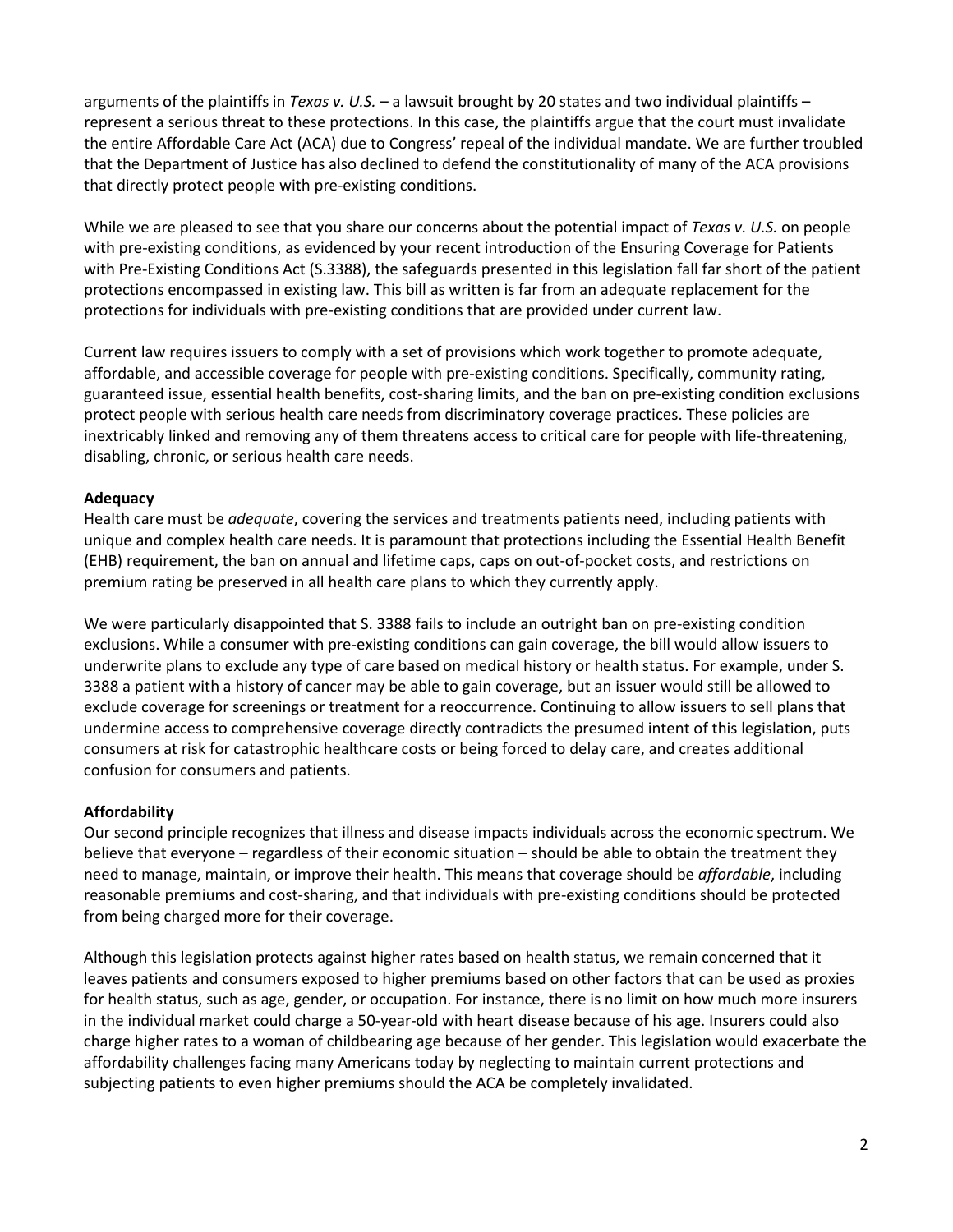arguments of the plaintiffs in *Texas v. U.S.* – a lawsuit brought by 20 states and two individual plaintiffs – represent a serious threat to these protections. In this case, the plaintiffs argue that the court must invalidate the entire Affordable Care Act (ACA) due to Congress' repeal of the individual mandate. We are further troubled that the Department of Justice has also declined to defend the constitutionality of many of the ACA provisions that directly protect people with pre-existing conditions.

While we are pleased to see that you share our concerns about the potential impact of *Texas v. U.S.* on people with pre-existing conditions, as evidenced by your recent introduction of the Ensuring Coverage for Patients with Pre-Existing Conditions Act (S.3388), the safeguards presented in this legislation fall far short of the patient protections encompassed in existing law. This bill as written is far from an adequate replacement for the protections for individuals with pre-existing conditions that are provided under current law.

Current law requires issuers to comply with a set of provisions which work together to promote adequate, affordable, and accessible coverage for people with pre-existing conditions. Specifically, community rating, guaranteed issue, essential health benefits, cost-sharing limits, and the ban on pre-existing condition exclusions protect people with serious health care needs from discriminatory coverage practices. These policies are inextricably linked and removing any of them threatens access to critical care for people with life-threatening, disabling, chronic, or serious health care needs.

**Adequacy**

Health care must be *adequate*, covering the services and treatments patients need, including patients with unique and complex health care needs. It is paramount that protections including the Essential Health Benefit (EHB) requirement, the ban on annual and lifetime caps, caps on out-of-pocket costs, and restrictions on premium rating be preserved in all health care plans to which they currently apply.

We were particularly disappointed that S. 3388 fails to include an outright ban on pre-existing condition exclusions. While a consumer with pre-existing conditions can gain coverage, the bill would allow issuers to underwrite plans to exclude any type of care based on medical history or health status. For example, under S. 3388 a patient with a history of cancer may be able to gain coverage, but an issuer would still be allowed to exclude coverage for screenings or treatment for a reoccurrence. Continuing to allow issuers to sell plans that undermine access to comprehensive coverage directly contradicts the presumed intent of this legislation, puts consumers at risk for catastrophic healthcare costs or being forced to delay care, and creates additional confusion for consumers and patients.

**Affordability**

Our second principle recognizes that illness and disease impacts individuals across the economic spectrum. We believe that everyone – regardless of their economic situation – should be able to obtain the treatment they need to manage, maintain, or improve their health. This means that coverage should be *affordable*, including reasonable premiums and cost-sharing, and that individuals with pre-existing conditions should be protected from being charged more for their coverage.

Although this legislation protects against higher rates based on health status, we remain concerned that it leaves patients and consumers exposed to higher premiums based on other factors that can be used as proxies for health status, such as age, gender, or occupation. For instance, there is no limit on how much more insurers in the individual market could charge a 50-year-old with heart disease because of his age. Insurers could also charge higher rates to a woman of childbearing age because of her gender. This legislation would exacerbate the affordability challenges facing many Americans today by neglecting to maintain current protections and subjecting patients to even higher premiums should the ACA be completely invalidated.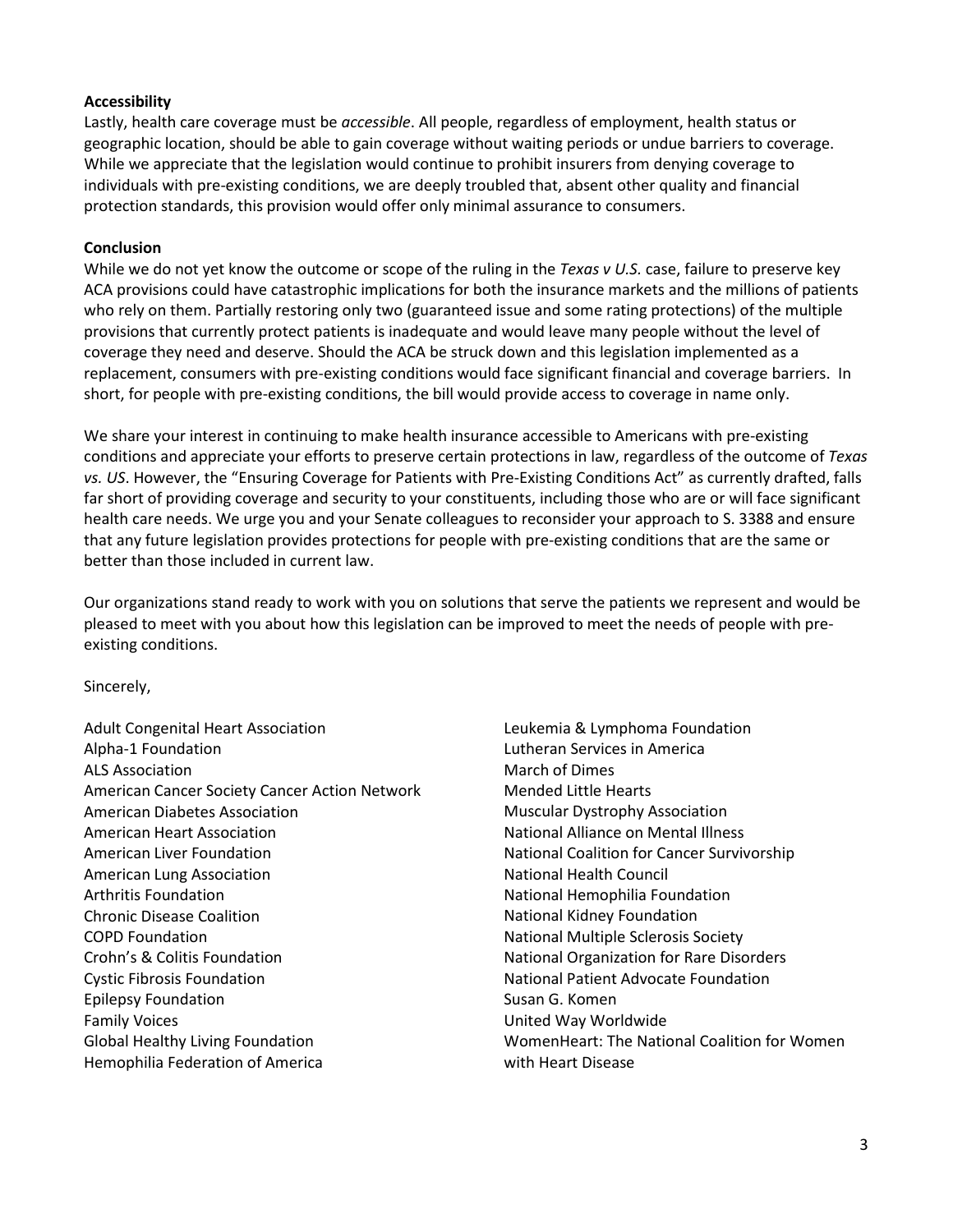**Accessibility**
Lastly, health care coverage must be *accessible*. All people, regardless of employment, health status or geographic location, should be able to gain coverage without waiting periods or undue barriers to coverage. While we appreciate that the legislation would continue to prohibit insurers from denying coverage to individuals with pre-existing conditions, we are deeply troubled that, absent other quality and financial protection standards, this provision would offer only minimal assurance to consumers.

**Conclusion**
While we do not yet know the outcome or scope of the ruling in the *Texas v U.S.* case, failure to preserve key ACA provisions could have catastrophic implications for both the insurance markets and the millions of patients who rely on them. Partially restoring only two (guaranteed issue and some rating protections) of the multiple provisions that currently protect patients is inadequate and would leave many people without the level of coverage they need and deserve. Should the ACA be struck down and this legislation implemented as a replacement, consumers with pre-existing conditions would face significant financial and coverage barriers. In short, for people with pre-existing conditions, the bill would provide access to coverage in name only.

We share your interest in continuing to make health insurance accessible to Americans with pre-existing conditions and appreciate your efforts to preserve certain protections in law, regardless of the outcome of *Texas vs. US*. However, the "Ensuring Coverage for Patients with Pre-Existing Conditions Act" as currently drafted, falls far short of providing coverage and security to your constituents, including those who are or will face significant health care needs. We urge you and your Senate colleagues to reconsider your approach to S. 3388 and ensure that any future legislation provides protections for people with pre-existing conditions that are the same or better than those included in current law.

Our organizations stand ready to work with you on solutions that serve the patients we represent and would be pleased to meet with you about how this legislation can be improved to meet the needs of people with pre-existing conditions.

Sincerely,

Adult Congenital Heart Association
Alpha-1 Foundation
ALS Association
American Cancer Society Cancer Action Network
American Diabetes Association
American Heart Association
American Liver Foundation
American Lung Association
Arthritis Foundation
Chronic Disease Coalition
COPD Foundation
Crohn's & Colitis Foundation
Cystic Fibrosis Foundation
Epilepsy Foundation
Family Voices
Global Healthy Living Foundation
Hemophilia Federation of America
Leukemia & Lymphoma Foundation
Lutheran Services in America
March of Dimes
Mended Little Hearts
Muscular Dystrophy Association
National Alliance on Mental Illness
National Coalition for Cancer Survivorship
National Health Council
National Hemophilia Foundation
National Kidney Foundation
National Multiple Sclerosis Society
National Organization for Rare Disorders
National Patient Advocate Foundation
Susan G. Komen
United Way Worldwide
WomenHeart: The National Coalition for Women with Heart Disease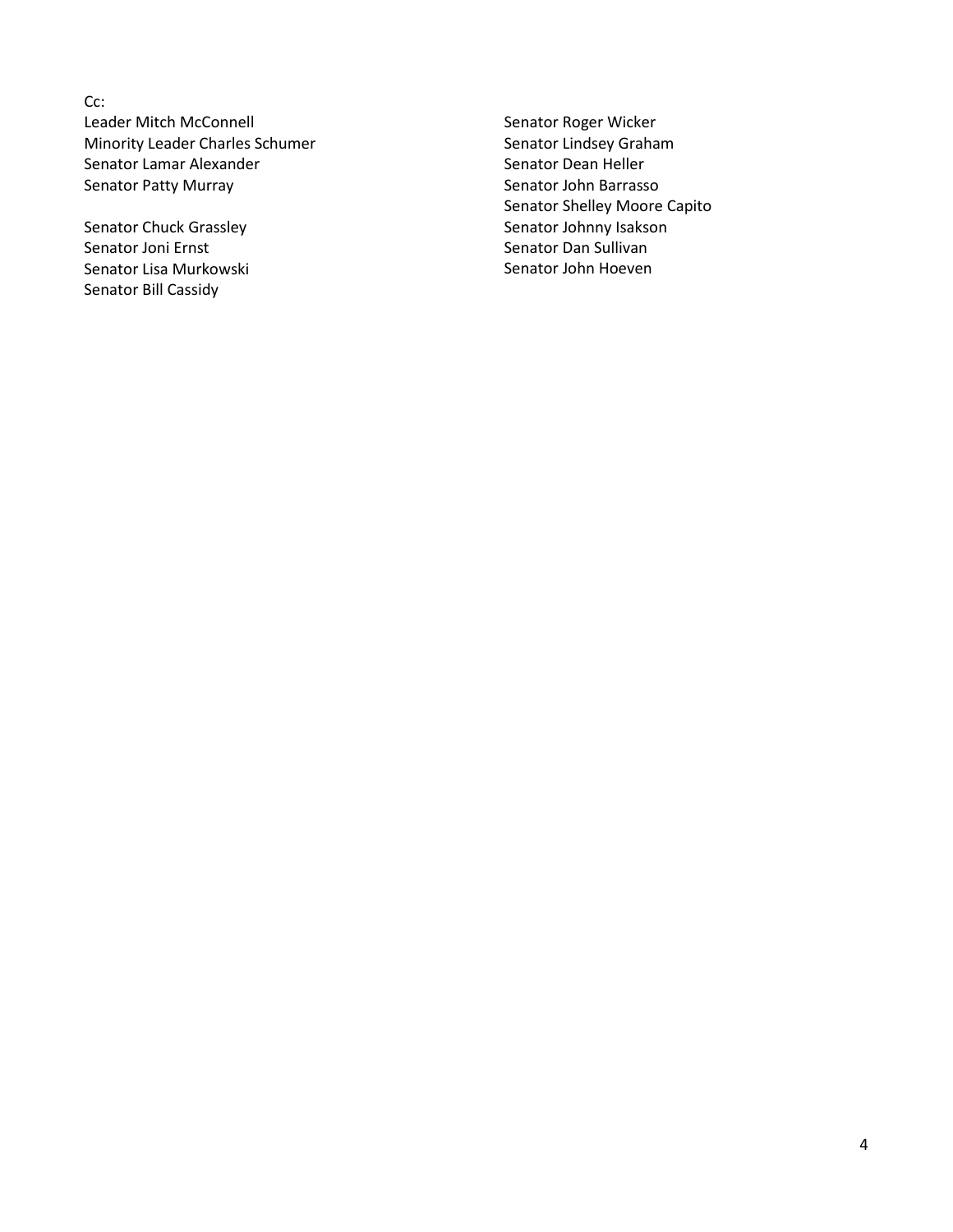Cc:

Leader Mitch McConnell
Minority Leader Charles Schumer
Senator Lamar Alexander
Senator Patty Murray

Senator Chuck Grassley
Senator Joni Ernst
Senator Lisa Murkowski
Senator Bill Cassidy

Senator Roger Wicker
Senator Lindsey Graham
Senator Dean Heller
Senator John Barrasso
Senator Shelley Moore Capito
Senator Johnny Isakson
Senator Dan Sullivan
Senator John Hoeven